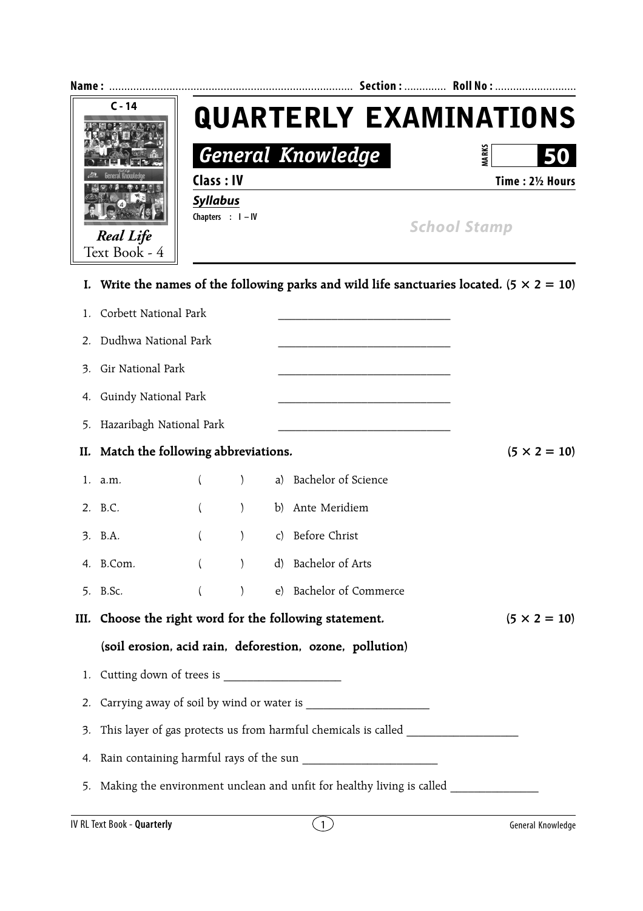Name : ................................................................................ Section : ............. Roll No : ..........................

C - 14

*Real Life*
Text Book - 4

# QUARTERLY EXAMINATIONS

## *General Knowledge*

MARKS **50**

**Class : IV** **Time : 2½ Hours**

***Syllabus***

**Chapters : I – IV**

School Stamp

**I. Write the names of the following parks and wild life sanctuaries located. (5 × 2 = 10)**

1. Corbett National Park ______________________________
2. Dudhwa National Park ______________________________
3. Gir National Park ______________________________
4. Guindy National Park ______________________________
5. Hazaribagh National Park ______________________________

**II. Match the following abbreviations. (5 × 2 = 10)**

| | | |
|---|---|---|
| 1. a.m. | ( ) | a) Bachelor of Science |
| 2. B.C. | ( ) | b) Ante Meridiem |
| 3. B.A. | ( ) | c) Before Christ |
| 4. B.Com. | ( ) | d) Bachelor of Arts |
| 5. B.Sc. | ( ) | e) Bachelor of Commerce |

**III. Choose the right word for the following statement. (5 × 2 = 10)**

**(soil erosion, acid rain, deforestion, ozone, pollution)**

1. Cutting down of trees is ____________________
2. Carrying away of soil by wind or water is ____________________
3. This layer of gas protects us from harmful chemicals is called ____________________
4. Rain containing harmful rays of the sun ____________________
5. Making the environment unclean and unfit for healthy living is called _______________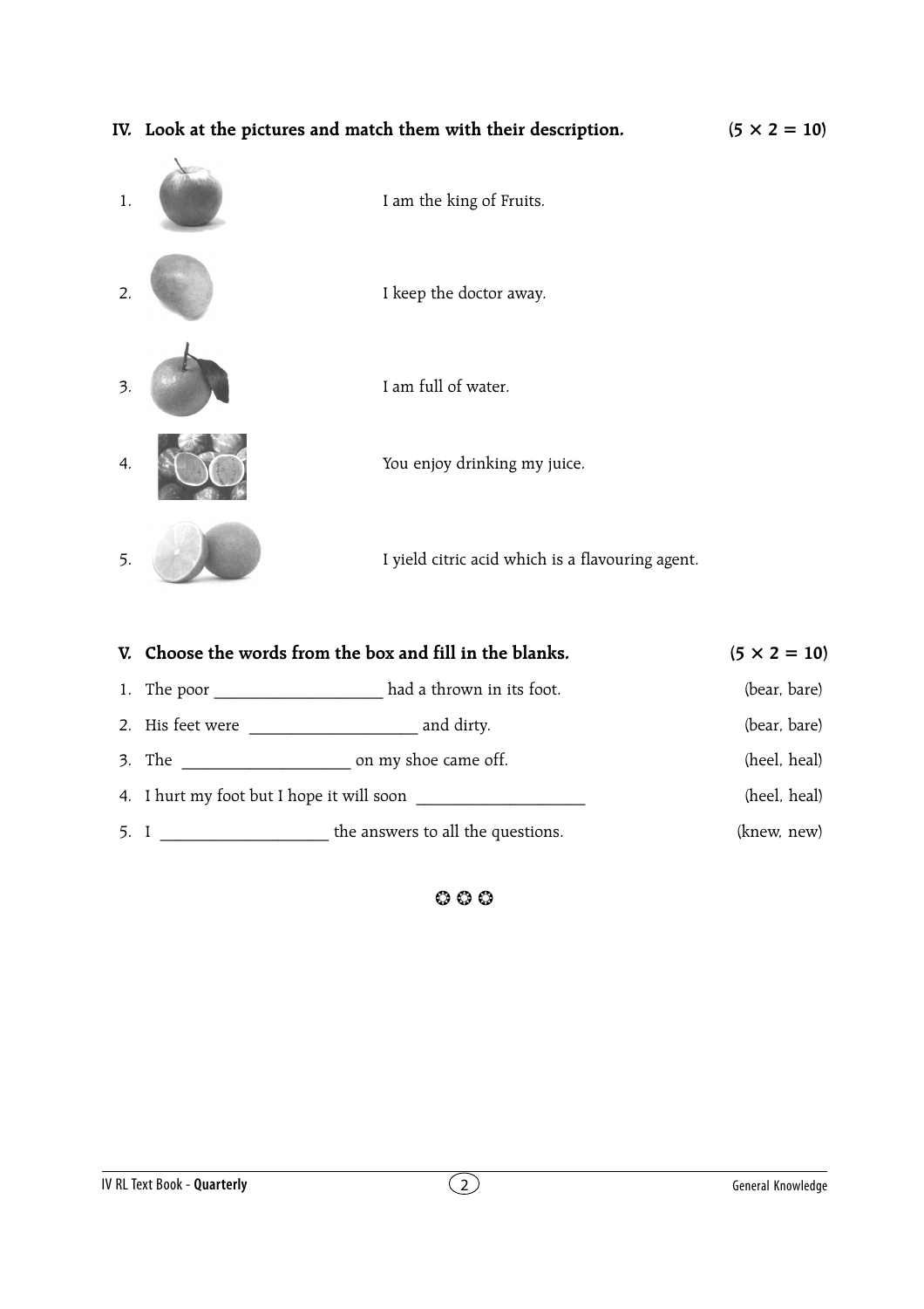## IV. Look at the pictures and match them with their description. (5 × 2 = 10)

1. I am the king of Fruits.
2. I keep the doctor away.
3. I am full of water.
4. You enjoy drinking my juice.
5. I yield citric acid which is a flavouring agent.

## V. Choose the words from the box and fill in the blanks. (5 × 2 = 10)

1. The poor ____________________ had a thrown in its foot. (bear, bare)
2. His feet were ____________________ and dirty. (bear, bare)
3. The ____________________ on my shoe came off. (heel, heal)
4. I hurt my foot but I hope it will soon ____________________ (heel, heal)
5. I ____________________ the answers to all the questions. (knew, new)

❂ ❂ ❂